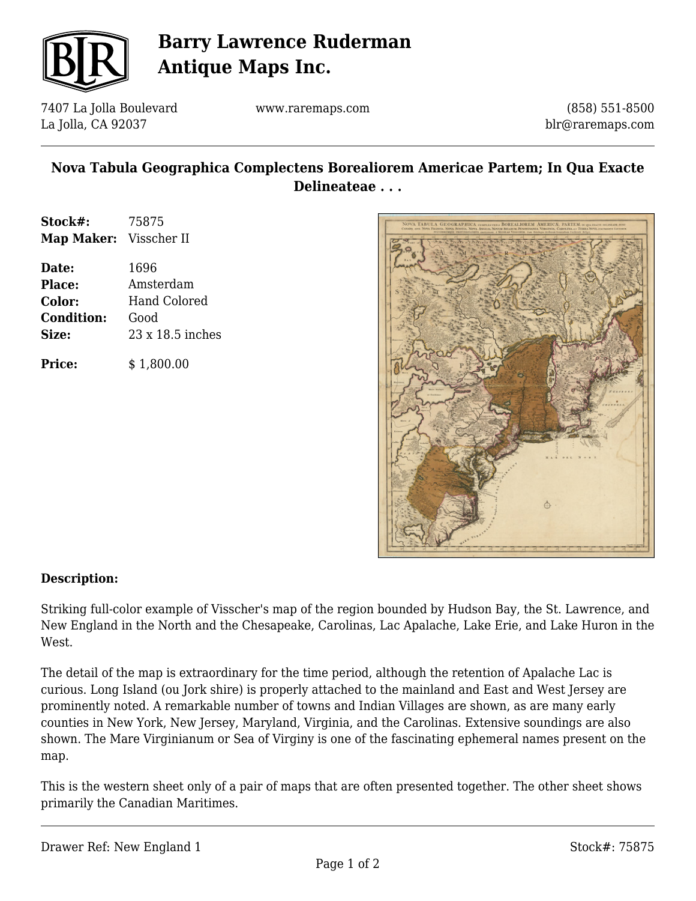# Barry Lawrence Ruderman Antique Maps Inc.

7407 La Jolla Boulevard
La Jolla, CA 92037

www.raremaps.com

(858) 551-8500
blr@raremaps.com

## Nova Tabula Geographica Complectens Borealiorem Americae Partem; In Qua Exacte Delineateae . . .

| | |
|---|---|
| **Stock#:** | 75875 |
| **Map Maker:** | Visscher II |
| **Date:** | 1696 |
| **Place:** | Amsterdam |
| **Color:** | Hand Colored |
| **Condition:** | Good |
| **Size:** | 23 x 18.5 inches |
| **Price:** | $ 1,800.00 |

### Description:

Striking full-color example of Visscher's map of the region bounded by Hudson Bay, the St. Lawrence, and New England in the North and the Chesapeake, Carolinas, Lac Apalache, Lake Erie, and Lake Huron in the West.

The detail of the map is extraordinary for the time period, although the retention of Apalache Lac is curious. Long Island (ou Jork shire) is properly attached to the mainland and East and West Jersey are prominently noted. A remarkable number of towns and Indian Villages are shown, as are many early counties in New York, New Jersey, Maryland, Virginia, and the Carolinas. Extensive soundings are also shown. The Mare Virginianum or Sea of Virginy is one of the fascinating ephemeral names present on the map.

This is the western sheet only of a pair of maps that are often presented together. The other sheet shows primarily the Canadian Maritimes.

Drawer Ref: New England 1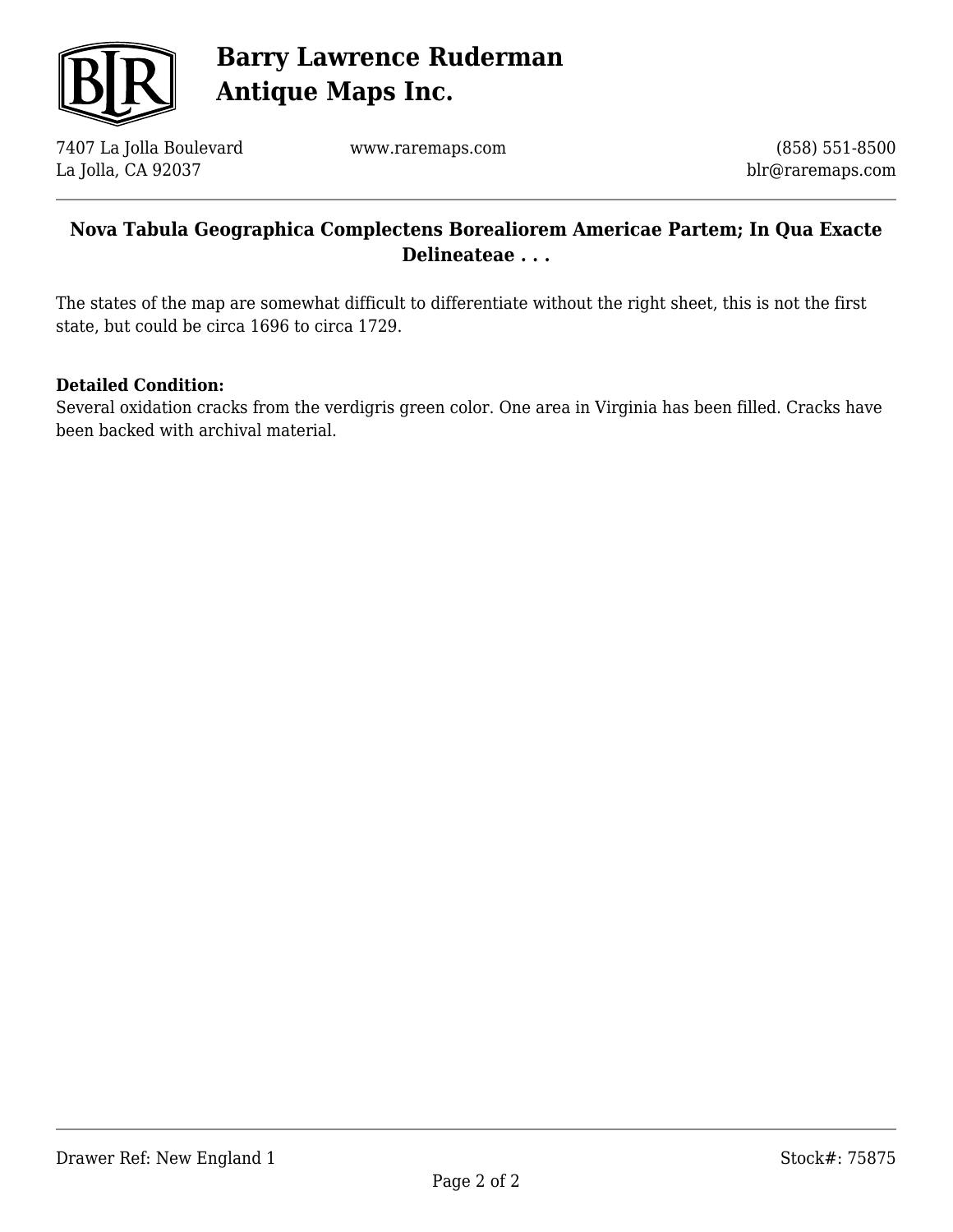## Nova Tabula Geographica Complectens Borealiorem Americae Partem; In Qua Exacte Delineateae . . .

The states of the map are somewhat difficult to differentiate without the right sheet, this is not the first state, but could be circa 1696 to circa 1729.

**Detailed Condition:**

Several oxidation cracks from the verdigris green color. One area in Virginia has been filled. Cracks have been backed with archival material.